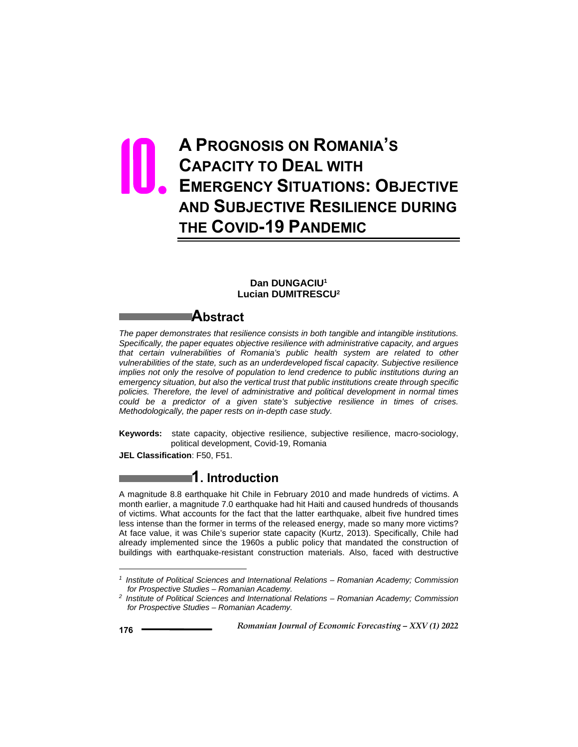# 10. A Prognosis on Romania's Capacity to Deal with Emergency Situations: Objective and Subjective Resilience during the Covid-19 Pandemic

**Dan DUNGACIU**[1]
**Lucian DUMITRESCU**[2]

## Abstract

*The paper demonstrates that resilience consists in both tangible and intangible institutions. Specifically, the paper equates objective resilience with administrative capacity, and argues that certain vulnerabilities of Romania's public health system are related to other vulnerabilities of the state, such as an underdeveloped fiscal capacity. Subjective resilience implies not only the resolve of population to lend credence to public institutions during an emergency situation, but also the vertical trust that public institutions create through specific policies. Therefore, the level of administrative and political development in normal times could be a predictor of a given state's subjective resilience in times of crises. Methodologically, the paper rests on in-depth case study.*

**Keywords:** state capacity, objective resilience, subjective resilience, macro-sociology, political development, Covid-19, Romania

**JEL Classification**: F50, F51.

## 1. Introduction

A magnitude 8.8 earthquake hit Chile in February 2010 and made hundreds of victims. A month earlier, a magnitude 7.0 earthquake had hit Haiti and caused hundreds of thousands of victims. What accounts for the fact that the latter earthquake, albeit five hundred times less intense than the former in terms of the released energy, made so many more victims? At face value, it was Chile's superior state capacity (Kurtz, 2013). Specifically, Chile had already implemented since the 1960s a public policy that mandated the construction of buildings with earthquake-resistant construction materials. Also, faced with destructive

---

[1] *Institute of Political Sciences and International Relations – Romanian Academy; Commission for Prospective Studies – Romanian Academy.*

[2] *Institute of Political Sciences and International Relations – Romanian Academy; Commission for Prospective Studies – Romanian Academy.*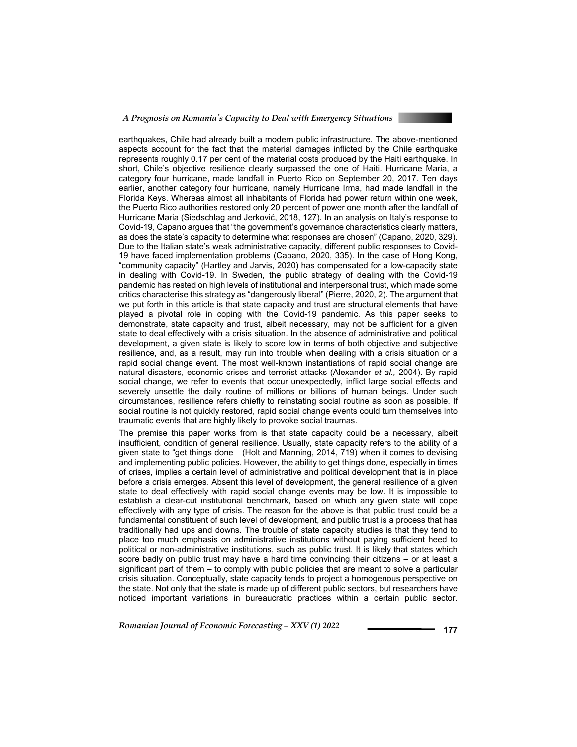earthquakes, Chile had already built a modern public infrastructure. The above-mentioned aspects account for the fact that the material damages inflicted by the Chile earthquake represents roughly 0.17 per cent of the material costs produced by the Haiti earthquake. In short, Chile's objective resilience clearly surpassed the one of Haiti. Hurricane Maria, a category four hurricane, made landfall in Puerto Rico on September 20, 2017. Ten days earlier, another category four hurricane, namely Hurricane Irma, had made landfall in the Florida Keys. Whereas almost all inhabitants of Florida had power return within one week, the Puerto Rico authorities restored only 20 percent of power one month after the landfall of Hurricane Maria (Siedschlag and Jerković, 2018, 127). In an analysis on Italy's response to Covid-19, Capano argues that "the government's governance characteristics clearly matters, as does the state's capacity to determine what responses are chosen" (Capano, 2020, 329). Due to the Italian state's weak administrative capacity, different public responses to Covid-19 have faced implementation problems (Capano, 2020, 335). In the case of Hong Kong, "community capacity" (Hartley and Jarvis, 2020) has compensated for a low-capacity state in dealing with Covid-19. In Sweden, the public strategy of dealing with the Covid-19 pandemic has rested on high levels of institutional and interpersonal trust, which made some critics characterise this strategy as "dangerously liberal" (Pierre, 2020, 2). The argument that we put forth in this article is that state capacity and trust are structural elements that have played a pivotal role in coping with the Covid-19 pandemic. As this paper seeks to demonstrate, state capacity and trust, albeit necessary, may not be sufficient for a given state to deal effectively with a crisis situation. In the absence of administrative and political development, a given state is likely to score low in terms of both objective and subjective resilience, and, as a result, may run into trouble when dealing with a crisis situation or a rapid social change event. The most well-known instantiations of rapid social change are natural disasters, economic crises and terrorist attacks (Alexander *et al.,* 2004). By rapid social change, we refer to events that occur unexpectedly, inflict large social effects and severely unsettle the daily routine of millions or billions of human beings. Under such circumstances, resilience refers chiefly to reinstating social routine as soon as possible. If social routine is not quickly restored, rapid social change events could turn themselves into traumatic events that are highly likely to provoke social traumas.

The premise this paper works from is that state capacity could be a necessary, albeit insufficient, condition of general resilience. Usually, state capacity refers to the ability of a given state to "get things done (Holt and Manning, 2014, 719) when it comes to devising and implementing public policies. However, the ability to get things done, especially in times of crises, implies a certain level of administrative and political development that is in place before a crisis emerges. Absent this level of development, the general resilience of a given state to deal effectively with rapid social change events may be low. It is impossible to establish a clear-cut institutional benchmark, based on which any given state will cope effectively with any type of crisis. The reason for the above is that public trust could be a fundamental constituent of such level of development, and public trust is a process that has traditionally had ups and downs. The trouble of state capacity studies is that they tend to place too much emphasis on administrative institutions without paying sufficient heed to political or non-administrative institutions, such as public trust. It is likely that states which score badly on public trust may have a hard time convincing their citizens – or at least a significant part of them – to comply with public policies that are meant to solve a particular crisis situation. Conceptually, state capacity tends to project a homogenous perspective on the state. Not only that the state is made up of different public sectors, but researchers have noticed important variations in bureaucratic practices within a certain public sector.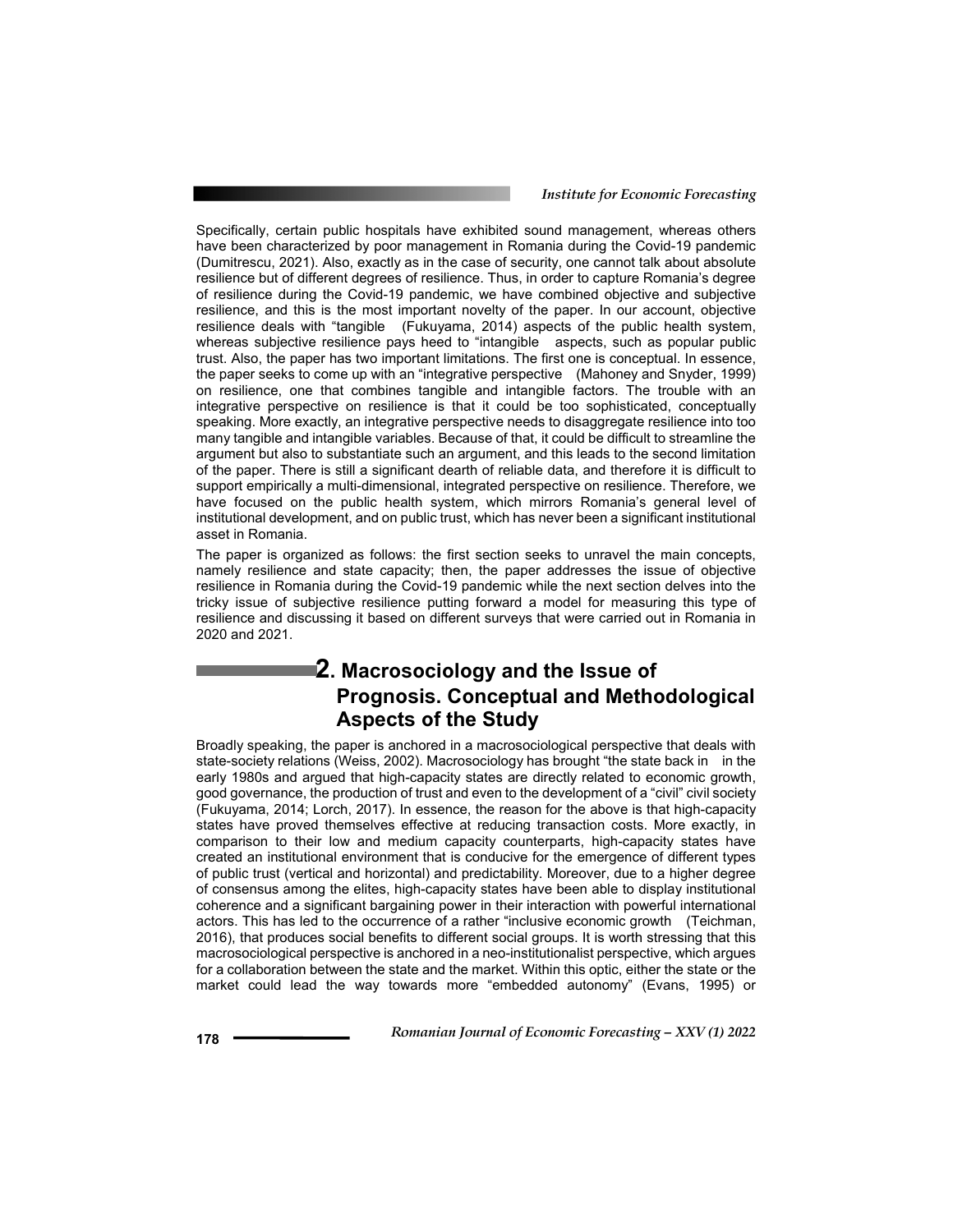Specifically, certain public hospitals have exhibited sound management, whereas others have been characterized by poor management in Romania during the Covid-19 pandemic (Dumitrescu, 2021). Also, exactly as in the case of security, one cannot talk about absolute resilience but of different degrees of resilience. Thus, in order to capture Romania's degree of resilience during the Covid-19 pandemic, we have combined objective and subjective resilience, and this is the most important novelty of the paper. In our account, objective resilience deals with "tangible (Fukuyama, 2014) aspects of the public health system, whereas subjective resilience pays heed to "intangible aspects, such as popular public trust. Also, the paper has two important limitations. The first one is conceptual. In essence, the paper seeks to come up with an "integrative perspective (Mahoney and Snyder, 1999) on resilience, one that combines tangible and intangible factors. The trouble with an integrative perspective on resilience is that it could be too sophisticated, conceptually speaking. More exactly, an integrative perspective needs to disaggregate resilience into too many tangible and intangible variables. Because of that, it could be difficult to streamline the argument but also to substantiate such an argument, and this leads to the second limitation of the paper. There is still a significant dearth of reliable data, and therefore it is difficult to support empirically a multi-dimensional, integrated perspective on resilience. Therefore, we have focused on the public health system, which mirrors Romania's general level of institutional development, and on public trust, which has never been a significant institutional asset in Romania.

The paper is organized as follows: the first section seeks to unravel the main concepts, namely resilience and state capacity; then, the paper addresses the issue of objective resilience in Romania during the Covid-19 pandemic while the next section delves into the tricky issue of subjective resilience putting forward a model for measuring this type of resilience and discussing it based on different surveys that were carried out in Romania in 2020 and 2021.

## 2. Macrosociology and the Issue of Prognosis. Conceptual and Methodological Aspects of the Study

Broadly speaking, the paper is anchored in a macrosociological perspective that deals with state-society relations (Weiss, 2002). Macrosociology has brought "the state back in in the early 1980s and argued that high-capacity states are directly related to economic growth, good governance, the production of trust and even to the development of a "civil" civil society (Fukuyama, 2014; Lorch, 2017). In essence, the reason for the above is that high-capacity states have proved themselves effective at reducing transaction costs. More exactly, in comparison to their low and medium capacity counterparts, high-capacity states have created an institutional environment that is conducive for the emergence of different types of public trust (vertical and horizontal) and predictability. Moreover, due to a higher degree of consensus among the elites, high-capacity states have been able to display institutional coherence and a significant bargaining power in their interaction with powerful international actors. This has led to the occurrence of a rather "inclusive economic growth (Teichman, 2016), that produces social benefits to different social groups. It is worth stressing that this macrosociological perspective is anchored in a neo-institutionalist perspective, which argues for a collaboration between the state and the market. Within this optic, either the state or the market could lead the way towards more "embedded autonomy" (Evans, 1995) or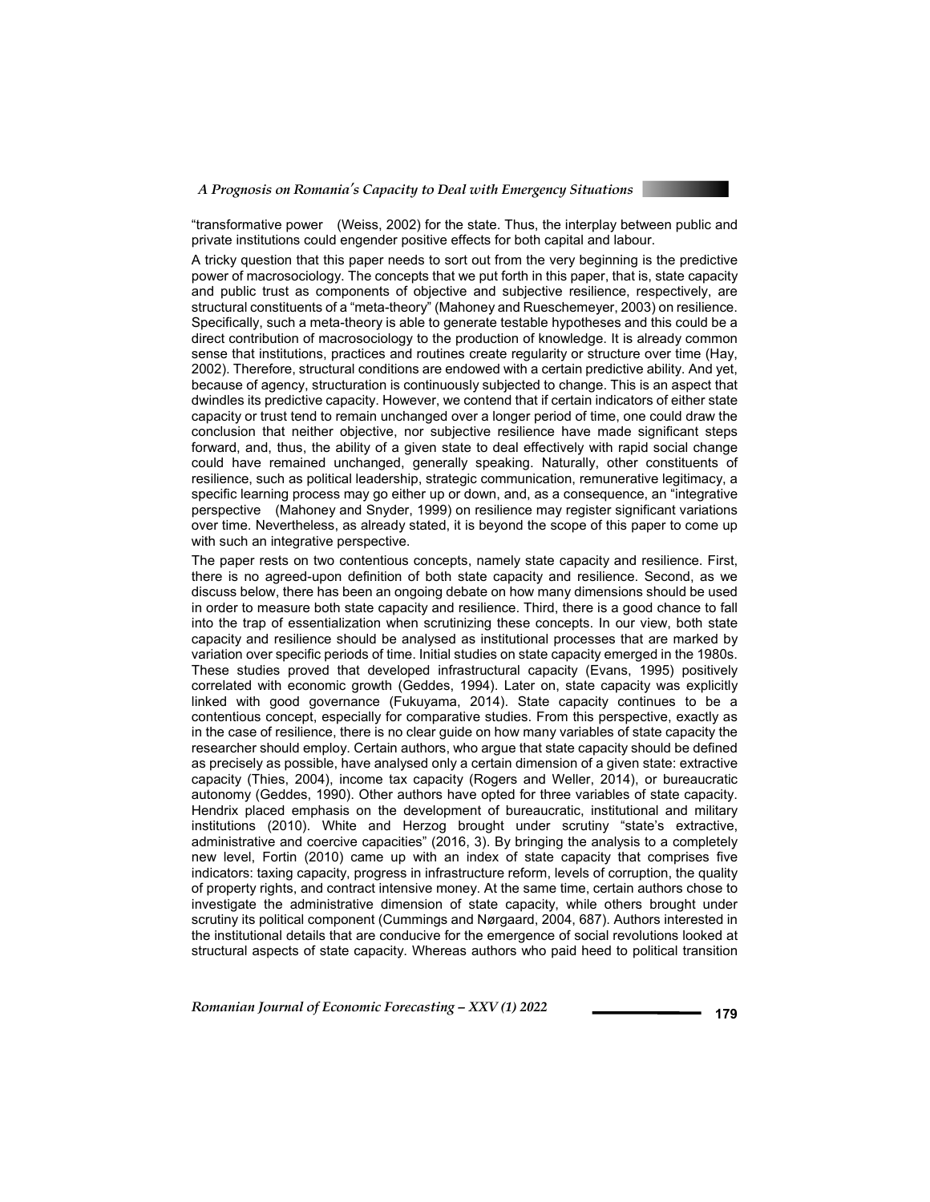"transformative power (Weiss, 2002) for the state. Thus, the interplay between public and private institutions could engender positive effects for both capital and labour.

A tricky question that this paper needs to sort out from the very beginning is the predictive power of macrosociology. The concepts that we put forth in this paper, that is, state capacity and public trust as components of objective and subjective resilience, respectively, are structural constituents of a "meta-theory" (Mahoney and Rueschemeyer, 2003) on resilience. Specifically, such a meta-theory is able to generate testable hypotheses and this could be a direct contribution of macrosociology to the production of knowledge. It is already common sense that institutions, practices and routines create regularity or structure over time (Hay, 2002). Therefore, structural conditions are endowed with a certain predictive ability. And yet, because of agency, structuration is continuously subjected to change. This is an aspect that dwindles its predictive capacity. However, we contend that if certain indicators of either state capacity or trust tend to remain unchanged over a longer period of time, one could draw the conclusion that neither objective, nor subjective resilience have made significant steps forward, and, thus, the ability of a given state to deal effectively with rapid social change could have remained unchanged, generally speaking. Naturally, other constituents of resilience, such as political leadership, strategic communication, remunerative legitimacy, a specific learning process may go either up or down, and, as a consequence, an "integrative perspective (Mahoney and Snyder, 1999) on resilience may register significant variations over time. Nevertheless, as already stated, it is beyond the scope of this paper to come up with such an integrative perspective.

The paper rests on two contentious concepts, namely state capacity and resilience. First, there is no agreed-upon definition of both state capacity and resilience. Second, as we discuss below, there has been an ongoing debate on how many dimensions should be used in order to measure both state capacity and resilience. Third, there is a good chance to fall into the trap of essentialization when scrutinizing these concepts. In our view, both state capacity and resilience should be analysed as institutional processes that are marked by variation over specific periods of time. Initial studies on state capacity emerged in the 1980s. These studies proved that developed infrastructural capacity (Evans, 1995) positively correlated with economic growth (Geddes, 1994). Later on, state capacity was explicitly linked with good governance (Fukuyama, 2014). State capacity continues to be a contentious concept, especially for comparative studies. From this perspective, exactly as in the case of resilience, there is no clear guide on how many variables of state capacity the researcher should employ. Certain authors, who argue that state capacity should be defined as precisely as possible, have analysed only a certain dimension of a given state: extractive capacity (Thies, 2004), income tax capacity (Rogers and Weller, 2014), or bureaucratic autonomy (Geddes, 1990). Other authors have opted for three variables of state capacity. Hendrix placed emphasis on the development of bureaucratic, institutional and military institutions (2010). White and Herzog brought under scrutiny "state's extractive, administrative and coercive capacities" (2016, 3). By bringing the analysis to a completely new level, Fortin (2010) came up with an index of state capacity that comprises five indicators: taxing capacity, progress in infrastructure reform, levels of corruption, the quality of property rights, and contract intensive money. At the same time, certain authors chose to investigate the administrative dimension of state capacity, while others brought under scrutiny its political component (Cummings and Nørgaard, 2004, 687). Authors interested in the institutional details that are conducive for the emergence of social revolutions looked at structural aspects of state capacity. Whereas authors who paid heed to political transition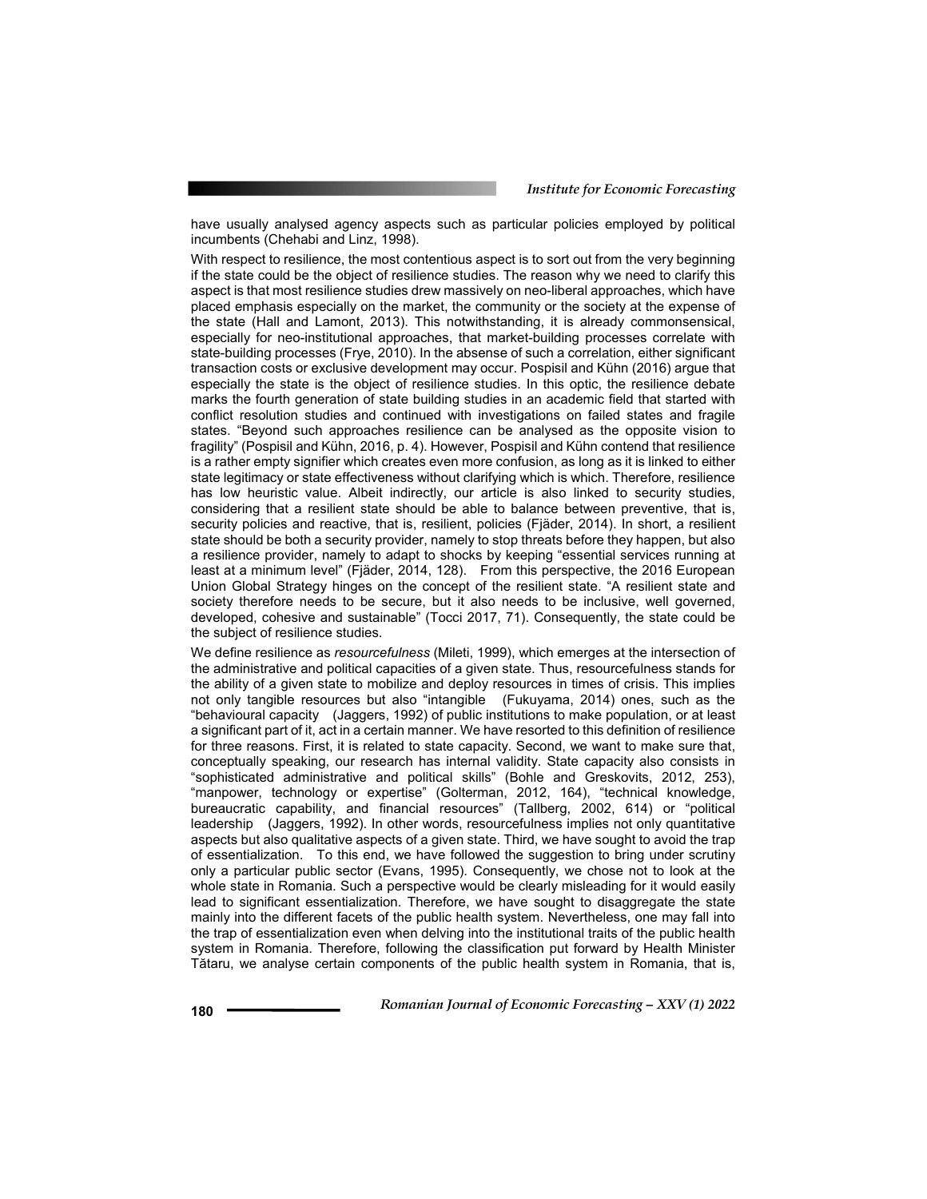have usually analysed agency aspects such as particular policies employed by political incumbents (Chehabi and Linz, 1998).

With respect to resilience, the most contentious aspect is to sort out from the very beginning if the state could be the object of resilience studies. The reason why we need to clarify this aspect is that most resilience studies drew massively on neo-liberal approaches, which have placed emphasis especially on the market, the community or the society at the expense of the state (Hall and Lamont, 2013). This notwithstanding, it is already commonsensical, especially for neo-institutional approaches, that market-building processes correlate with state-building processes (Frye, 2010). In the absense of such a correlation, either significant transaction costs or exclusive development may occur. Pospisil and Kühn (2016) argue that especially the state is the object of resilience studies. In this optic, the resilience debate marks the fourth generation of state building studies in an academic field that started with conflict resolution studies and continued with investigations on failed states and fragile states. "Beyond such approaches resilience can be analysed as the opposite vision to fragility" (Pospisil and Kühn, 2016, p. 4). However, Pospisil and Kühn contend that resilience is a rather empty signifier which creates even more confusion, as long as it is linked to either state legitimacy or state effectiveness without clarifying which is which. Therefore, resilience has low heuristic value. Albeit indirectly, our article is also linked to security studies, considering that a resilient state should be able to balance between preventive, that is, security policies and reactive, that is, resilient, policies (Fjäder, 2014). In short, a resilient state should be both a security provider, namely to stop threats before they happen, but also a resilience provider, namely to adapt to shocks by keeping "essential services running at least at a minimum level" (Fjäder, 2014, 128). From this perspective, the 2016 European Union Global Strategy hinges on the concept of the resilient state. "A resilient state and society therefore needs to be secure, but it also needs to be inclusive, well governed, developed, cohesive and sustainable" (Tocci 2017, 71). Consequently, the state could be the subject of resilience studies.

We define resilience as *resourcefulness* (Mileti, 1999), which emerges at the intersection of the administrative and political capacities of a given state. Thus, resourcefulness stands for the ability of a given state to mobilize and deploy resources in times of crisis. This implies not only tangible resources but also "intangible (Fukuyama, 2014) ones, such as the "behavioural capacity (Jaggers, 1992) of public institutions to make population, or at least a significant part of it, act in a certain manner. We have resorted to this definition of resilience for three reasons. First, it is related to state capacity. Second, we want to make sure that, conceptually speaking, our research has internal validity. State capacity also consists in "sophisticated administrative and political skills" (Bohle and Greskovits, 2012, 253), "manpower, technology or expertise" (Golterman, 2012, 164), "technical knowledge, bureaucratic capability, and financial resources" (Tallberg, 2002, 614) or "political leadership (Jaggers, 1992). In other words, resourcefulness implies not only quantitative aspects but also qualitative aspects of a given state. Third, we have sought to avoid the trap of essentialization. To this end, we have followed the suggestion to bring under scrutiny only a particular public sector (Evans, 1995). Consequently, we chose not to look at the whole state in Romania. Such a perspective would be clearly misleading for it would easily lead to significant essentialization. Therefore, we have sought to disaggregate the state mainly into the different facets of the public health system. Nevertheless, one may fall into the trap of essentialization even when delving into the institutional traits of the public health system in Romania. Therefore, following the classification put forward by Health Minister Tătaru, we analyse certain components of the public health system in Romania, that is,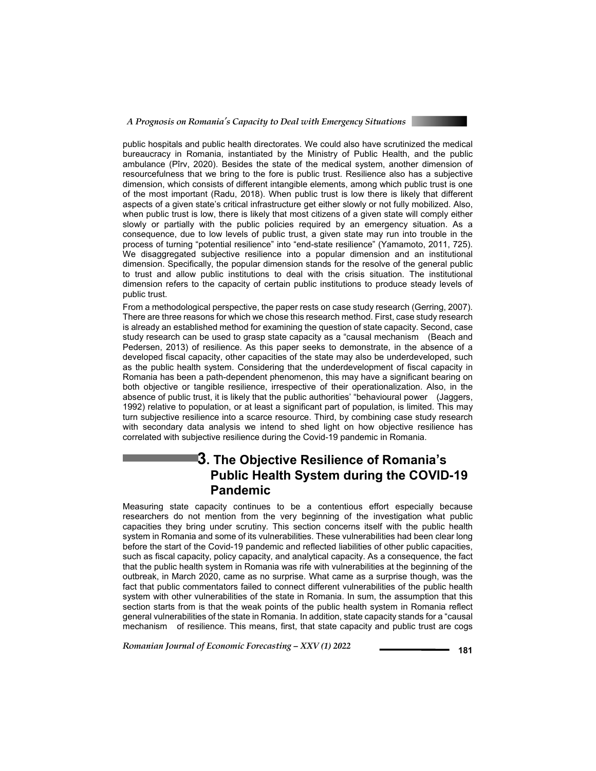public hospitals and public health directorates. We could also have scrutinized the medical bureaucracy in Romania, instantiated by the Ministry of Public Health, and the public ambulance (Pîrv, 2020). Besides the state of the medical system, another dimension of resourcefulness that we bring to the fore is public trust. Resilience also has a subjective dimension, which consists of different intangible elements, among which public trust is one of the most important (Radu, 2018). When public trust is low there is likely that different aspects of a given state's critical infrastructure get either slowly or not fully mobilized. Also, when public trust is low, there is likely that most citizens of a given state will comply either slowly or partially with the public policies required by an emergency situation. As a consequence, due to low levels of public trust, a given state may run into trouble in the process of turning "potential resilience" into "end-state resilience" (Yamamoto, 2011, 725). We disaggregated subjective resilience into a popular dimension and an institutional dimension. Specifically, the popular dimension stands for the resolve of the general public to trust and allow public institutions to deal with the crisis situation. The institutional dimension refers to the capacity of certain public institutions to produce steady levels of public trust.

From a methodological perspective, the paper rests on case study research (Gerring, 2007). There are three reasons for which we chose this research method. First, case study research is already an established method for examining the question of state capacity. Second, case study research can be used to grasp state capacity as a "causal mechanism (Beach and Pedersen, 2013) of resilience. As this paper seeks to demonstrate, in the absence of a developed fiscal capacity, other capacities of the state may also be underdeveloped, such as the public health system. Considering that the underdevelopment of fiscal capacity in Romania has been a path-dependent phenomenon, this may have a significant bearing on both objective or tangible resilience, irrespective of their operationalization. Also, in the absence of public trust, it is likely that the public authorities' "behavioural power (Jaggers, 1992) relative to population, or at least a significant part of population, is limited. This may turn subjective resilience into a scarce resource. Third, by combining case study research with secondary data analysis we intend to shed light on how objective resilience has correlated with subjective resilience during the Covid-19 pandemic in Romania.

## 3. The Objective Resilience of Romania's Public Health System during the COVID-19 Pandemic

Measuring state capacity continues to be a contentious effort especially because researchers do not mention from the very beginning of the investigation what public capacities they bring under scrutiny. This section concerns itself with the public health system in Romania and some of its vulnerabilities. These vulnerabilities had been clear long before the start of the Covid-19 pandemic and reflected liabilities of other public capacities, such as fiscal capacity, policy capacity, and analytical capacity. As a consequence, the fact that the public health system in Romania was rife with vulnerabilities at the beginning of the outbreak, in March 2020, came as no surprise. What came as a surprise though, was the fact that public commentators failed to connect different vulnerabilities of the public health system with other vulnerabilities of the state in Romania. In sum, the assumption that this section starts from is that the weak points of the public health system in Romania reflect general vulnerabilities of the state in Romania. In addition, state capacity stands for a "causal mechanism of resilience. This means, first, that state capacity and public trust are cogs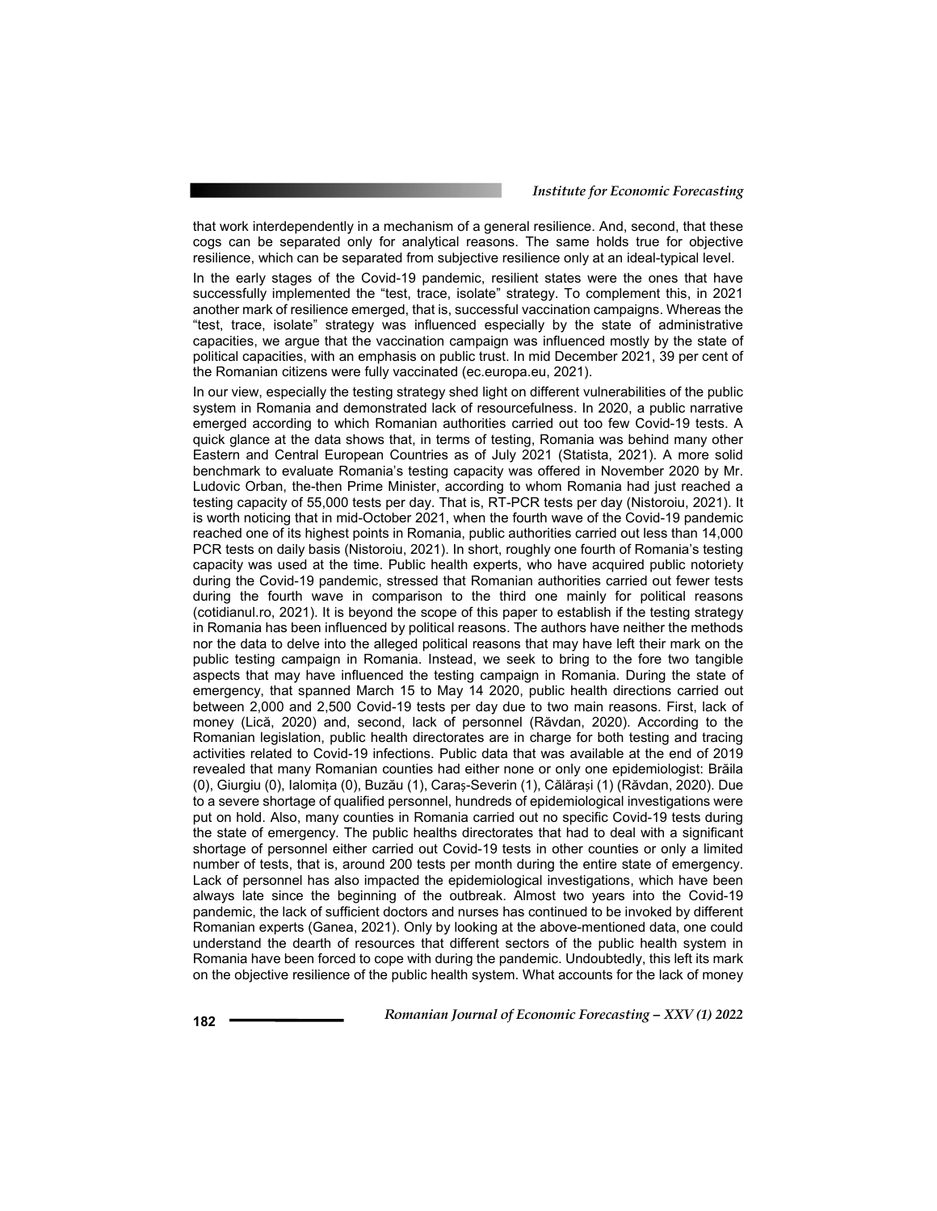that work interdependently in a mechanism of a general resilience. And, second, that these cogs can be separated only for analytical reasons. The same holds true for objective resilience, which can be separated from subjective resilience only at an ideal-typical level.

In the early stages of the Covid-19 pandemic, resilient states were the ones that have successfully implemented the "test, trace, isolate" strategy. To complement this, in 2021 another mark of resilience emerged, that is, successful vaccination campaigns. Whereas the "test, trace, isolate" strategy was influenced especially by the state of administrative capacities, we argue that the vaccination campaign was influenced mostly by the state of political capacities, with an emphasis on public trust. In mid December 2021, 39 per cent of the Romanian citizens were fully vaccinated (ec.europa.eu, 2021).

In our view, especially the testing strategy shed light on different vulnerabilities of the public system in Romania and demonstrated lack of resourcefulness. In 2020, a public narrative emerged according to which Romanian authorities carried out too few Covid-19 tests. A quick glance at the data shows that, in terms of testing, Romania was behind many other Eastern and Central European Countries as of July 2021 (Statista, 2021). A more solid benchmark to evaluate Romania's testing capacity was offered in November 2020 by Mr. Ludovic Orban, the-then Prime Minister, according to whom Romania had just reached a testing capacity of 55,000 tests per day. That is, RT-PCR tests per day (Nistoroiu, 2021). It is worth noticing that in mid-October 2021, when the fourth wave of the Covid-19 pandemic reached one of its highest points in Romania, public authorities carried out less than 14,000 PCR tests on daily basis (Nistoroiu, 2021). In short, roughly one fourth of Romania's testing capacity was used at the time. Public health experts, who have acquired public notoriety during the Covid-19 pandemic, stressed that Romanian authorities carried out fewer tests during the fourth wave in comparison to the third one mainly for political reasons (cotidianul.ro, 2021). It is beyond the scope of this paper to establish if the testing strategy in Romania has been influenced by political reasons. The authors have neither the methods nor the data to delve into the alleged political reasons that may have left their mark on the public testing campaign in Romania. Instead, we seek to bring to the fore two tangible aspects that may have influenced the testing campaign in Romania. During the state of emergency, that spanned March 15 to May 14 2020, public health directions carried out between 2,000 and 2,500 Covid-19 tests per day due to two main reasons. First, lack of money (Lică, 2020) and, second, lack of personnel (Răvdan, 2020). According to the Romanian legislation, public health directorates are in charge for both testing and tracing activities related to Covid-19 infections. Public data that was available at the end of 2019 revealed that many Romanian counties had either none or only one epidemiologist: Brăila (0), Giurgiu (0), Ialomița (0), Buzău (1), Caraș-Severin (1), Călărași (1) (Răvdan, 2020). Due to a severe shortage of qualified personnel, hundreds of epidemiological investigations were put on hold. Also, many counties in Romania carried out no specific Covid-19 tests during the state of emergency. The public healths directorates that had to deal with a significant shortage of personnel either carried out Covid-19 tests in other counties or only a limited number of tests, that is, around 200 tests per month during the entire state of emergency. Lack of personnel has also impacted the epidemiological investigations, which have been always late since the beginning of the outbreak. Almost two years into the Covid-19 pandemic, the lack of sufficient doctors and nurses has continued to be invoked by different Romanian experts (Ganea, 2021). Only by looking at the above-mentioned data, one could understand the dearth of resources that different sectors of the public health system in Romania have been forced to cope with during the pandemic. Undoubtedly, this left its mark on the objective resilience of the public health system. What accounts for the lack of money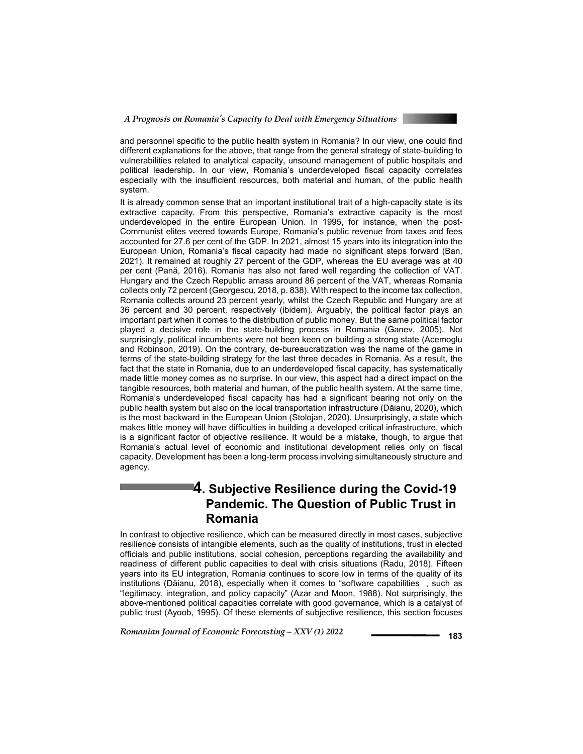and personnel specific to the public health system in Romania? In our view, one could find different explanations for the above, that range from the general strategy of state-building to vulnerabilities related to analytical capacity, unsound management of public hospitals and political leadership. In our view, Romania's underdeveloped fiscal capacity correlates especially with the insufficient resources, both material and human, of the public health system.

It is already common sense that an important institutional trait of a high-capacity state is its extractive capacity. From this perspective, Romania's extractive capacity is the most underdeveloped in the entire European Union. In 1995, for instance, when the post-Communist elites veered towards Europe, Romania's public revenue from taxes and fees accounted for 27.6 per cent of the GDP. In 2021, almost 15 years into its integration into the European Union, Romania's fiscal capacity had made no significant steps forward (Ban, 2021). It remained at roughly 27 percent of the GDP, whereas the EU average was at 40 per cent (Pană, 2016). Romania has also not fared well regarding the collection of VAT. Hungary and the Czech Republic amass around 86 percent of the VAT, whereas Romania collects only 72 percent (Georgescu, 2018, p. 838). With respect to the income tax collection, Romania collects around 23 percent yearly, whilst the Czech Republic and Hungary are at 36 percent and 30 percent, respectively (ibidem). Arguably, the political factor plays an important part when it comes to the distribution of public money. But the same political factor played a decisive role in the state-building process in Romania (Ganev, 2005). Not surprisingly, political incumbents were not been keen on building a strong state (Acemoglu and Robinson, 2019). On the contrary, de-bureaucratization was the name of the game in terms of the state-building strategy for the last three decades in Romania. As a result, the fact that the state in Romania, due to an underdeveloped fiscal capacity, has systematically made little money comes as no surprise. In our view, this aspect had a direct impact on the tangible resources, both material and human, of the public health system. At the same time, Romania's underdeveloped fiscal capacity has had a significant bearing not only on the public health system but also on the local transportation infrastructure (Dăianu, 2020), which is the most backward in the European Union (Stolojan, 2020). Unsurprisingly, a state which makes little money will have difficulties in building a developed critical infrastructure, which is a significant factor of objective resilience. It would be a mistake, though, to argue that Romania's actual level of economic and institutional development relies only on fiscal capacity. Development has been a long-term process involving simultaneously structure and agency.

## 4. Subjective Resilience during the Covid-19 Pandemic. The Question of Public Trust in Romania

In contrast to objective resilience, which can be measured directly in most cases, subjective resilience consists of intangible elements, such as the quality of institutions, trust in elected officials and public institutions, social cohesion, perceptions regarding the availability and readiness of different public capacities to deal with crisis situations (Radu, 2018). Fifteen years into its EU integration, Romania continues to score low in terms of the quality of its institutions (Dăianu, 2018), especially when it comes to "software capabilities , such as "legitimacy, integration, and policy capacity" (Azar and Moon, 1988). Not surprisingly, the above-mentioned political capacities correlate with good governance, which is a catalyst of public trust (Ayoob, 1995). Of these elements of subjective resilience, this section focuses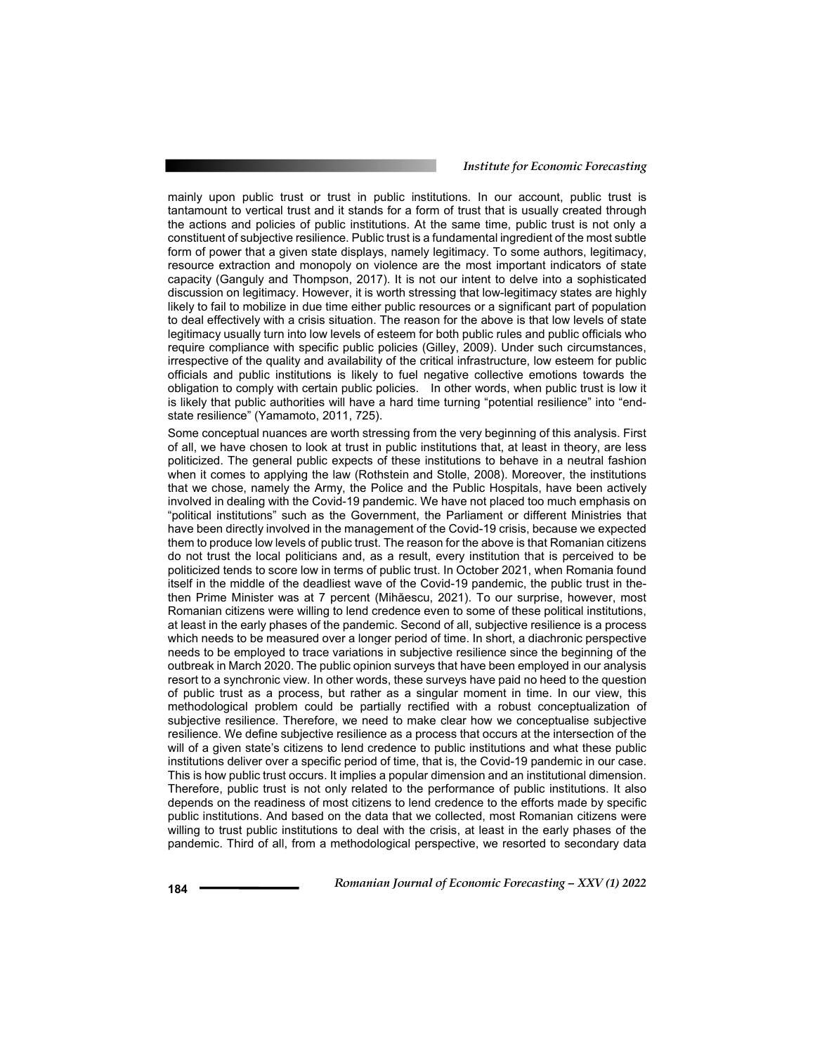mainly upon public trust or trust in public institutions. In our account, public trust is tantamount to vertical trust and it stands for a form of trust that is usually created through the actions and policies of public institutions. At the same time, public trust is not only a constituent of subjective resilience. Public trust is a fundamental ingredient of the most subtle form of power that a given state displays, namely legitimacy. To some authors, legitimacy, resource extraction and monopoly on violence are the most important indicators of state capacity (Ganguly and Thompson, 2017). It is not our intent to delve into a sophisticated discussion on legitimacy. However, it is worth stressing that low-legitimacy states are highly likely to fail to mobilize in due time either public resources or a significant part of population to deal effectively with a crisis situation. The reason for the above is that low levels of state legitimacy usually turn into low levels of esteem for both public rules and public officials who require compliance with specific public policies (Gilley, 2009). Under such circumstances, irrespective of the quality and availability of the critical infrastructure, low esteem for public officials and public institutions is likely to fuel negative collective emotions towards the obligation to comply with certain public policies. In other words, when public trust is low it is likely that public authorities will have a hard time turning "potential resilience" into "end-state resilience" (Yamamoto, 2011, 725).

Some conceptual nuances are worth stressing from the very beginning of this analysis. First of all, we have chosen to look at trust in public institutions that, at least in theory, are less politicized. The general public expects of these institutions to behave in a neutral fashion when it comes to applying the law (Rothstein and Stolle, 2008). Moreover, the institutions that we chose, namely the Army, the Police and the Public Hospitals, have been actively involved in dealing with the Covid-19 pandemic. We have not placed too much emphasis on "political institutions" such as the Government, the Parliament or different Ministries that have been directly involved in the management of the Covid-19 crisis, because we expected them to produce low levels of public trust. The reason for the above is that Romanian citizens do not trust the local politicians and, as a result, every institution that is perceived to be politicized tends to score low in terms of public trust. In October 2021, when Romania found itself in the middle of the deadliest wave of the Covid-19 pandemic, the public trust in the-then Prime Minister was at 7 percent (Mihăescu, 2021). To our surprise, however, most Romanian citizens were willing to lend credence even to some of these political institutions, at least in the early phases of the pandemic. Second of all, subjective resilience is a process which needs to be measured over a longer period of time. In short, a diachronic perspective needs to be employed to trace variations in subjective resilience since the beginning of the outbreak in March 2020. The public opinion surveys that have been employed in our analysis resort to a synchronic view. In other words, these surveys have paid no heed to the question of public trust as a process, but rather as a singular moment in time. In our view, this methodological problem could be partially rectified with a robust conceptualization of subjective resilience. Therefore, we need to make clear how we conceptualise subjective resilience. We define subjective resilience as a process that occurs at the intersection of the will of a given state's citizens to lend credence to public institutions and what these public institutions deliver over a specific period of time, that is, the Covid-19 pandemic in our case. This is how public trust occurs. It implies a popular dimension and an institutional dimension. Therefore, public trust is not only related to the performance of public institutions. It also depends on the readiness of most citizens to lend credence to the efforts made by specific public institutions. And based on the data that we collected, most Romanian citizens were willing to trust public institutions to deal with the crisis, at least in the early phases of the pandemic. Third of all, from a methodological perspective, we resorted to secondary data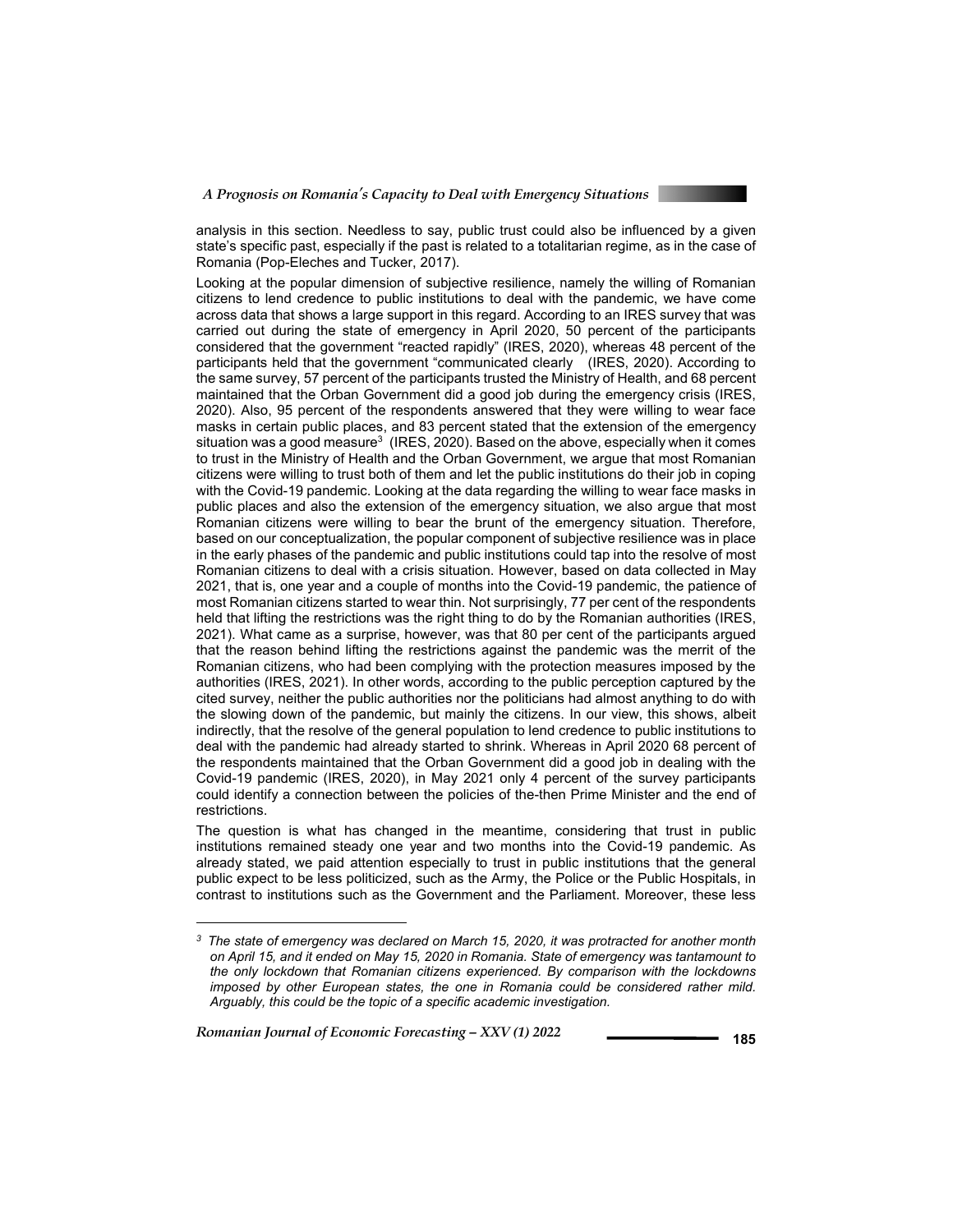analysis in this section. Needless to say, public trust could also be influenced by a given state's specific past, especially if the past is related to a totalitarian regime, as in the case of Romania (Pop-Eleches and Tucker, 2017).

Looking at the popular dimension of subjective resilience, namely the willing of Romanian citizens to lend credence to public institutions to deal with the pandemic, we have come across data that shows a large support in this regard. According to an IRES survey that was carried out during the state of emergency in April 2020, 50 percent of the participants considered that the government "reacted rapidly" (IRES, 2020), whereas 48 percent of the participants held that the government "communicated clearly (IRES, 2020). According to the same survey, 57 percent of the participants trusted the Ministry of Health, and 68 percent maintained that the Orban Government did a good job during the emergency crisis (IRES, 2020). Also, 95 percent of the respondents answered that they were willing to wear face masks in certain public places, and 83 percent stated that the extension of the emergency situation was a good measure[3] (IRES, 2020). Based on the above, especially when it comes to trust in the Ministry of Health and the Orban Government, we argue that most Romanian citizens were willing to trust both of them and let the public institutions do their job in coping with the Covid-19 pandemic. Looking at the data regarding the willing to wear face masks in public places and also the extension of the emergency situation, we also argue that most Romanian citizens were willing to bear the brunt of the emergency situation. Therefore, based on our conceptualization, the popular component of subjective resilience was in place in the early phases of the pandemic and public institutions could tap into the resolve of most Romanian citizens to deal with a crisis situation. However, based on data collected in May 2021, that is, one year and a couple of months into the Covid-19 pandemic, the patience of most Romanian citizens started to wear thin. Not surprisingly, 77 per cent of the respondents held that lifting the restrictions was the right thing to do by the Romanian authorities (IRES, 2021). What came as a surprise, however, was that 80 per cent of the participants argued that the reason behind lifting the restrictions against the pandemic was the merrit of the Romanian citizens, who had been complying with the protection measures imposed by the authorities (IRES, 2021). In other words, according to the public perception captured by the cited survey, neither the public authorities nor the politicians had almost anything to do with the slowing down of the pandemic, but mainly the citizens. In our view, this shows, albeit indirectly, that the resolve of the general population to lend credence to public institutions to deal with the pandemic had already started to shrink. Whereas in April 2020 68 percent of the respondents maintained that the Orban Government did a good job in dealing with the Covid-19 pandemic (IRES, 2020), in May 2021 only 4 percent of the survey participants could identify a connection between the policies of the-then Prime Minister and the end of restrictions.

The question is what has changed in the meantime, considering that trust in public institutions remained steady one year and two months into the Covid-19 pandemic. As already stated, we paid attention especially to trust in public institutions that the general public expect to be less politicized, such as the Army, the Police or the Public Hospitals, in contrast to institutions such as the Government and the Parliament. Moreover, these less

---

[3] *The state of emergency was declared on March 15, 2020, it was protracted for another month on April 15, and it ended on May 15, 2020 in Romania. State of emergency was tantamount to the only lockdown that Romanian citizens experienced. By comparison with the lockdowns imposed by other European states, the one in Romania could be considered rather mild. Arguably, this could be the topic of a specific academic investigation.*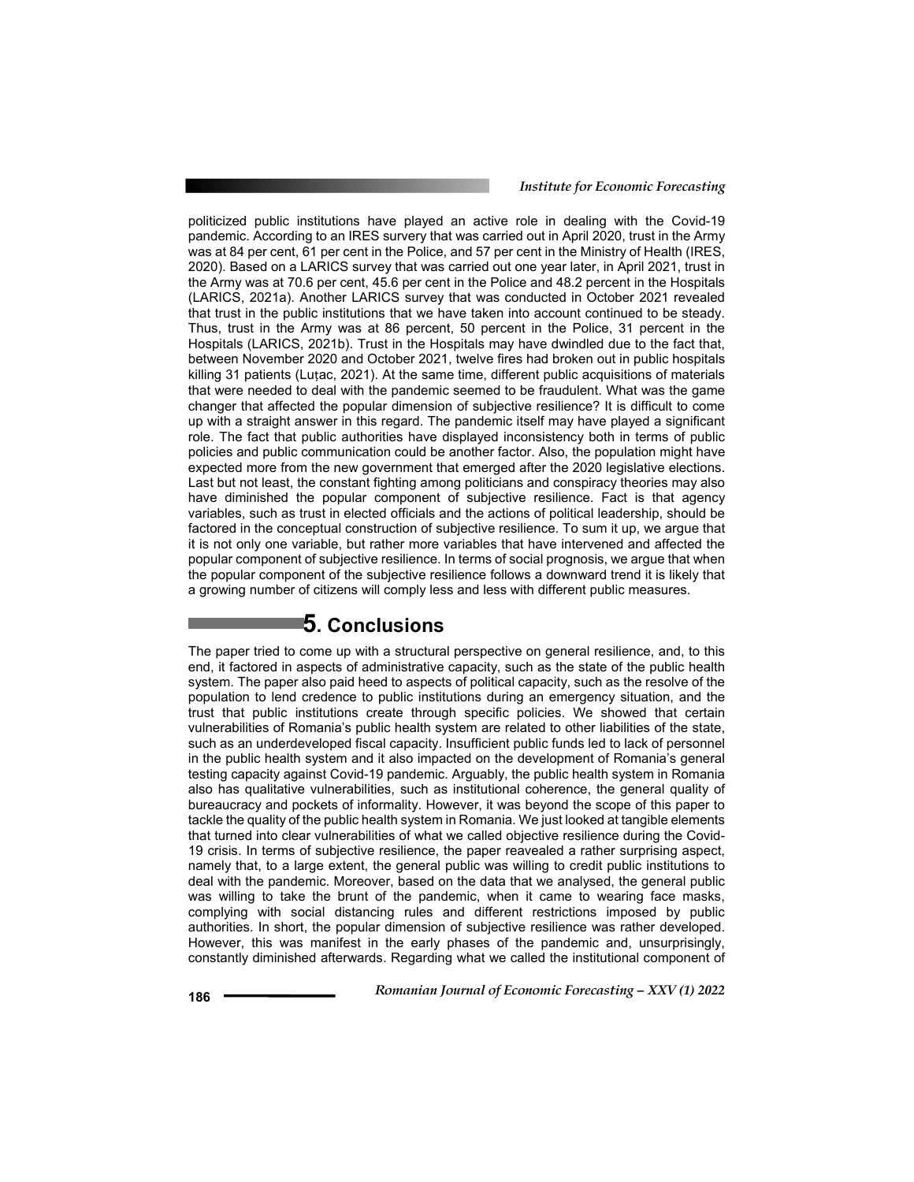politicized public institutions have played an active role in dealing with the Covid-19 pandemic. According to an IRES survery that was carried out in April 2020, trust in the Army was at 84 per cent, 61 per cent in the Police, and 57 per cent in the Ministry of Health (IRES, 2020). Based on a LARICS survey that was carried out one year later, in April 2021, trust in the Army was at 70.6 per cent, 45.6 per cent in the Police and 48.2 percent in the Hospitals (LARICS, 2021a). Another LARICS survey that was conducted in October 2021 revealed that trust in the public institutions that we have taken into account continued to be steady. Thus, trust in the Army was at 86 percent, 50 percent in the Police, 31 percent in the Hospitals (LARICS, 2021b). Trust in the Hospitals may have dwindled due to the fact that, between November 2020 and October 2021, twelve fires had broken out in public hospitals killing 31 patients (Luțac, 2021). At the same time, different public acquisitions of materials that were needed to deal with the pandemic seemed to be fraudulent. What was the game changer that affected the popular dimension of subjective resilience? It is difficult to come up with a straight answer in this regard. The pandemic itself may have played a significant role. The fact that public authorities have displayed inconsistency both in terms of public policies and public communication could be another factor. Also, the population might have expected more from the new government that emerged after the 2020 legislative elections. Last but not least, the constant fighting among politicians and conspiracy theories may also have diminished the popular component of subjective resilience. Fact is that agency variables, such as trust in elected officials and the actions of political leadership, should be factored in the conceptual construction of subjective resilience. To sum it up, we argue that it is not only one variable, but rather more variables that have intervened and affected the popular component of subjective resilience. In terms of social prognosis, we argue that when the popular component of the subjective resilience follows a downward trend it is likely that a growing number of citizens will comply less and less with different public measures.

## 5. Conclusions

The paper tried to come up with a structural perspective on general resilience, and, to this end, it factored in aspects of administrative capacity, such as the state of the public health system. The paper also paid heed to aspects of political capacity, such as the resolve of the population to lend credence to public institutions during an emergency situation, and the trust that public institutions create through specific policies. We showed that certain vulnerabilities of Romania's public health system are related to other liabilities of the state, such as an underdeveloped fiscal capacity. Insufficient public funds led to lack of personnel in the public health system and it also impacted on the development of Romania's general testing capacity against Covid-19 pandemic. Arguably, the public health system in Romania also has qualitative vulnerabilities, such as institutional coherence, the general quality of bureaucracy and pockets of informality. However, it was beyond the scope of this paper to tackle the quality of the public health system in Romania. We just looked at tangible elements that turned into clear vulnerabilities of what we called objective resilience during the Covid-19 crisis. In terms of subjective resilience, the paper reavealed a rather surprising aspect, namely that, to a large extent, the general public was willing to credit public institutions to deal with the pandemic. Moreover, based on the data that we analysed, the general public was willing to take the brunt of the pandemic, when it came to wearing face masks, complying with social distancing rules and different restrictions imposed by public authorities. In short, the popular dimension of subjective resilience was rather developed. However, this was manifest in the early phases of the pandemic and, unsurprisingly, constantly diminished afterwards. Regarding what we called the institutional component of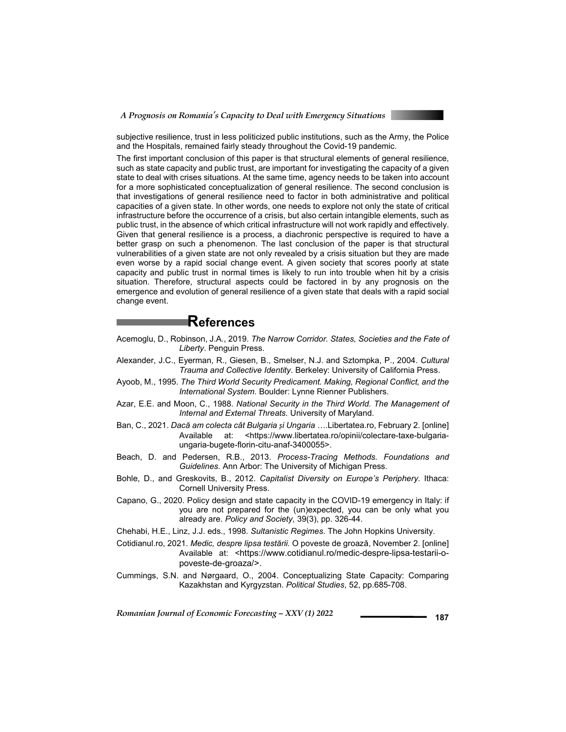subjective resilience, trust in less politicized public institutions, such as the Army, the Police and the Hospitals, remained fairly steady throughout the Covid-19 pandemic.

The first important conclusion of this paper is that structural elements of general resilience, such as state capacity and public trust, are important for investigating the capacity of a given state to deal with crises situations. At the same time, agency needs to be taken into account for a more sophisticated conceptualization of general resilience. The second conclusion is that investigations of general resilience need to factor in both administrative and political capacities of a given state. In other words, one needs to explore not only the state of critical infrastructure before the occurrence of a crisis, but also certain intangible elements, such as public trust, in the absence of which critical infrastructure will not work rapidly and effectively. Given that general resilience is a process, a diachronic perspective is required to have a better grasp on such a phenomenon. The last conclusion of the paper is that structural vulnerabilities of a given state are not only revealed by a crisis situation but they are made even worse by a rapid social change event. A given society that scores poorly at state capacity and public trust in normal times is likely to run into trouble when hit by a crisis situation. Therefore, structural aspects could be factored in by any prognosis on the emergence and evolution of general resilience of a given state that deals with a rapid social change event.

## References

Acemoglu, D., Robinson, J.A., 2019. *The Narrow Corridor. States, Societies and the Fate of Liberty*. Penguin Press.

Alexander, J.C., Eyerman, R., Giesen, B., Smelser, N.J. and Sztompka, P., 2004. *Cultural Trauma and Collective Identity*. Berkeley: University of California Press.

Ayoob, M., 1995. *The Third World Security Predicament. Making, Regional Conflict, and the International System.* Boulder: Lynne Rienner Publishers.

Azar, E.E. and Moon, C., 1988. *National Security in the Third World. The Management of Internal and External Threats.* University of Maryland.

Ban, C., 2021. *Dacă am colecta cât Bulgaria și Ungaria* ….Libertatea.ro, February 2. [online] Available at: <https://www.libertatea.ro/opinii/colectare-taxe-bulgaria-ungaria-bugete-florin-citu-anaf-3400055>.

Beach, D. and Pedersen, R.B., 2013. *Process-Tracing Methods. Foundations and Guidelines*. Ann Arbor: The University of Michigan Press.

Bohle, D., and Greskovits, B., 2012. *Capitalist Diversity on Europe's Periphery.* Ithaca: Cornell University Press.

Capano, G., 2020. Policy design and state capacity in the COVID-19 emergency in Italy: if you are not prepared for the (un)expected, you can be only what you already are. *Policy and Society,* 39(3), pp. 326-44.

Chehabi, H.E., Linz, J.J. eds., 1998. *Sultanistic Regimes*. The John Hopkins University.

Cotidianul.ro, 2021. *Medic, despre lipsa testării.* O poveste de groază, November 2. [online] Available at: <https://www.cotidianul.ro/medic-despre-lipsa-testarii-o-poveste-de-groaza/>.

Cummings, S.N. and Nørgaard, O., 2004. Conceptualizing State Capacity: Comparing Kazakhstan and Kyrgyzstan. *Political Studies*, 52, pp.685-708.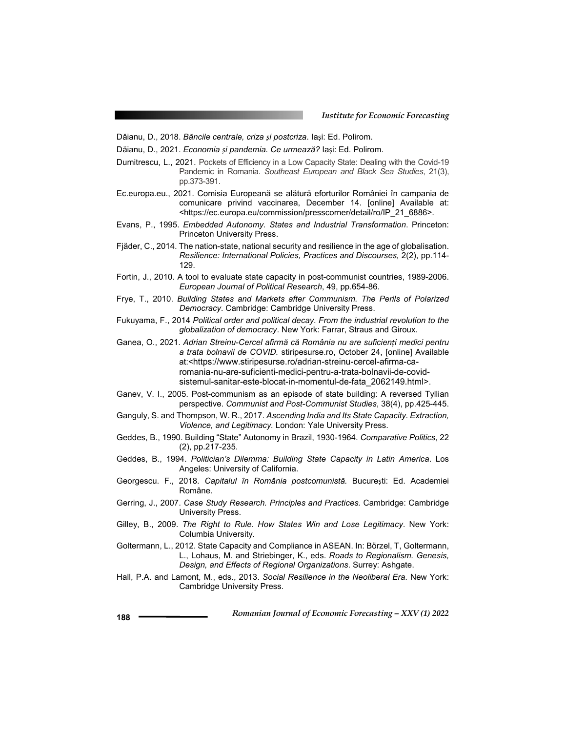Dăianu, D., 2018. *Băncile centrale, criza și postcriza*. Iași: Ed. Polirom.

Dăianu, D., 2021. *Economia și pandemia. Ce urmează?* Iași: Ed. Polirom.

Dumitrescu, L., 2021. Pockets of Efficiency in a Low Capacity State: Dealing with the Covid-19 Pandemic in Romania. *Southeast European and Black Sea Studies*, 21(3), pp.373-391.

Ec.europa.eu., 2021. Comisia Europeană se alătură eforturilor României în campania de comunicare privind vaccinarea, December 14. [online] Available at: <https://ec.europa.eu/commission/presscorner/detail/ro/IP_21_6886>.

Evans, P., 1995. *Embedded Autonomy. States and Industrial Transformation*. Princeton: Princeton University Press.

Fjäder, C., 2014. The nation-state, national security and resilience in the age of globalisation. *Resilience: International Policies, Practices and Discourses,* 2(2), pp.114-129.

Fortin, J., 2010. A tool to evaluate state capacity in post-communist countries, 1989-2006. *European Journal of Political Research*, 49, pp.654-86.

Frye, T., 2010. *Building States and Markets after Communism. The Perils of Polarized Democracy*. Cambridge: Cambridge University Press.

Fukuyama, F., 2014 *Political order and political decay. From the industrial revolution to the globalization of democracy*. New York: Farrar, Straus and Giroux.

Ganea, O., 2021. *Adrian Streinu-Cercel afirmă că România nu are suficienți medici pentru a trata bolnavii de COVID.* stiripesurse.ro, October 24, [online] Available at:<https://www.stiripesurse.ro/adrian-streinu-cercel-afirma-ca-romania-nu-are-suficienti-medici-pentru-a-trata-bolnavii-de-covid-sistemul-sanitar-este-blocat-in-momentul-de-fata_2062149.html>.

Ganev, V. I., 2005. Post-communism as an episode of state building: A reversed Tyllian perspective. *Communist and Post-Communist Studies*, 38(4), pp.425-445.

Ganguly, S. and Thompson, W. R., 2017. *Ascending India and Its State Capacity. Extraction, Violence, and Legitimacy.* London: Yale University Press.

Geddes, B., 1990. Building "State" Autonomy in Brazil, 1930-1964. *Comparative Politics*, 22 (2), pp.217-235.

Geddes, B., 1994. *Politician's Dilemma: Building State Capacity in Latin America*. Los Angeles: University of California.

Georgescu. F., 2018. *Capitalul în România postcomunistă.* București: Ed. Academiei Române.

Gerring, J., 2007. *Case Study Research. Principles and Practices.* Cambridge: Cambridge University Press.

Gilley, B., 2009. *The Right to Rule. How States Win and Lose Legitimacy*. New York: Columbia University.

Goltermann, L., 2012. State Capacity and Compliance in ASEAN. In: Börzel, T, Goltermann, L., Lohaus, M. and Striebinger, K., eds. *Roads to Regionalism. Genesis, Design, and Effects of Regional Organizations*. Surrey: Ashgate.

Hall, P.A. and Lamont, M., eds., 2013. *Social Resilience in the Neoliberal Era*. New York: Cambridge University Press.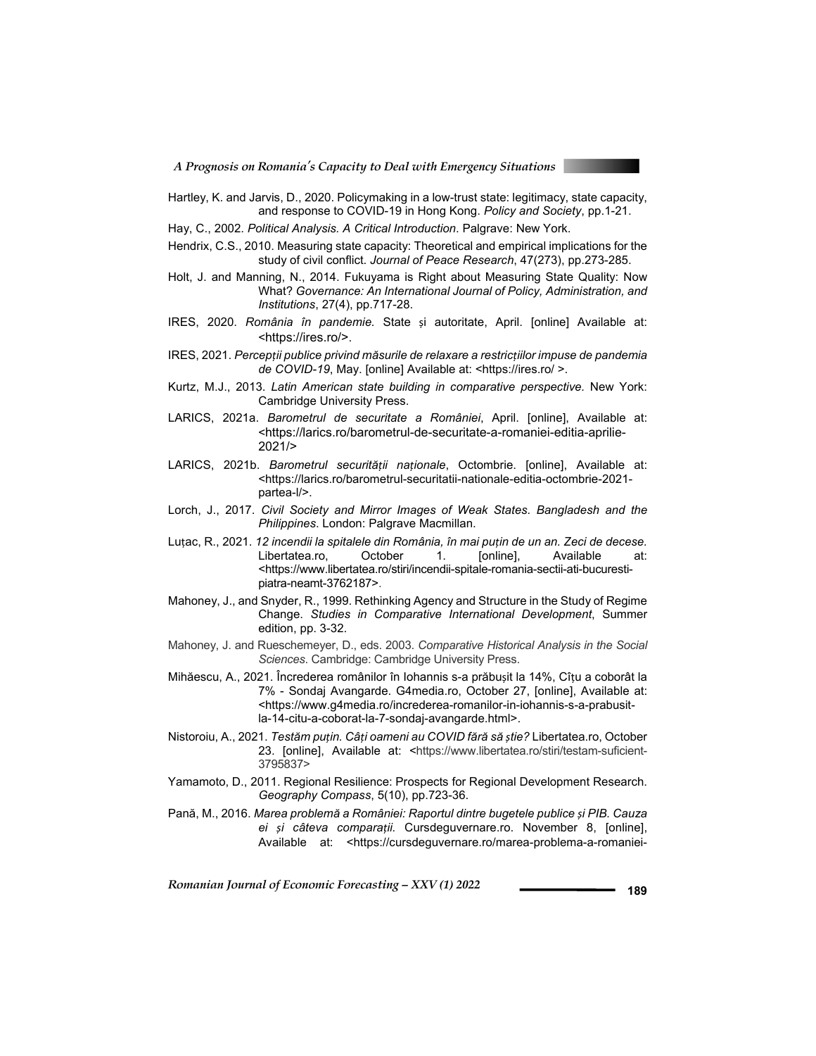Hartley, K. and Jarvis, D., 2020. Policymaking in a low-trust state: legitimacy, state capacity, and response to COVID-19 in Hong Kong. *Policy and Society*, pp.1-21.

Hay, C., 2002. *Political Analysis. A Critical Introduction*. Palgrave: New York.

Hendrix, C.S., 2010. Measuring state capacity: Theoretical and empirical implications for the study of civil conflict. *Journal of Peace Research*, 47(273), pp.273-285.

Holt, J. and Manning, N., 2014. Fukuyama is Right about Measuring State Quality: Now What? *Governance: An International Journal of Policy, Administration, and Institutions*, 27(4), pp.717-28.

IRES, 2020. *România în pandemie.* State și autoritate, April. [online] Available at: <https://ires.ro/>.

IRES, 2021. *Percepții publice privind măsurile de relaxare a restricțiilor impuse de pandemia de COVID-19*, May. [online] Available at: <https://ires.ro/ >.

Kurtz, M.J., 2013. *Latin American state building in comparative perspective.* New York: Cambridge University Press.

LARICS, 2021a. *Barometrul de securitate a României*, April. [online], Available at: <https://larics.ro/barometrul-de-securitate-a-romaniei-editia-aprilie-2021/>

LARICS, 2021b. *Barometrul securității naționale*, Octombrie. [online], Available at: <https://larics.ro/barometrul-securitatii-nationale-editia-octombrie-2021-partea-I/>.

Lorch, J., 2017. *Civil Society and Mirror Images of Weak States. Bangladesh and the Philippines*. London: Palgrave Macmillan.

Luțac, R., 2021. *12 incendii la spitalele din România, în mai puțin de un an. Zeci de decese.* Libertatea.ro, October 1. [online], Available at: <https://www.libertatea.ro/stiri/incendii-spitale-romania-sectii-ati-bucuresti-piatra-neamt-3762187>.

Mahoney, J., and Snyder, R., 1999. Rethinking Agency and Structure in the Study of Regime Change. *Studies in Comparative International Development*, Summer edition, pp. 3-32.

Mahoney, J. and Rueschemeyer, D., eds. 2003. *Comparative Historical Analysis in the Social Sciences*. Cambridge: Cambridge University Press.

Mihăescu, A., 2021. Încrederea românilor în Iohannis s-a prăbușit la 14%, Cîțu a coborât la 7% - Sondaj Avangarde. G4media.ro, October 27, [online], Available at: <https://www.g4media.ro/increderea-romanilor-in-iohannis-s-a-prabusit-la-14-citu-a-coborat-la-7-sondaj-avangarde.html>.

Nistoroiu, A., 2021. *Testăm puțin. Câți oameni au COVID fără să știe?* Libertatea.ro, October 23. [online], Available at: <https://www.libertatea.ro/stiri/testam-suficient-3795837>

Yamamoto, D., 2011. Regional Resilience: Prospects for Regional Development Research. *Geography Compass*, 5(10), pp.723-36.

Pană, M., 2016. *Marea problemă a României: Raportul dintre bugetele publice și PIB. Cauza ei și câteva comparații.* Cursdeguvernare.ro. November 8, [online], Available at: <https://cursdeguvernare.ro/marea-problema-a-romaniei-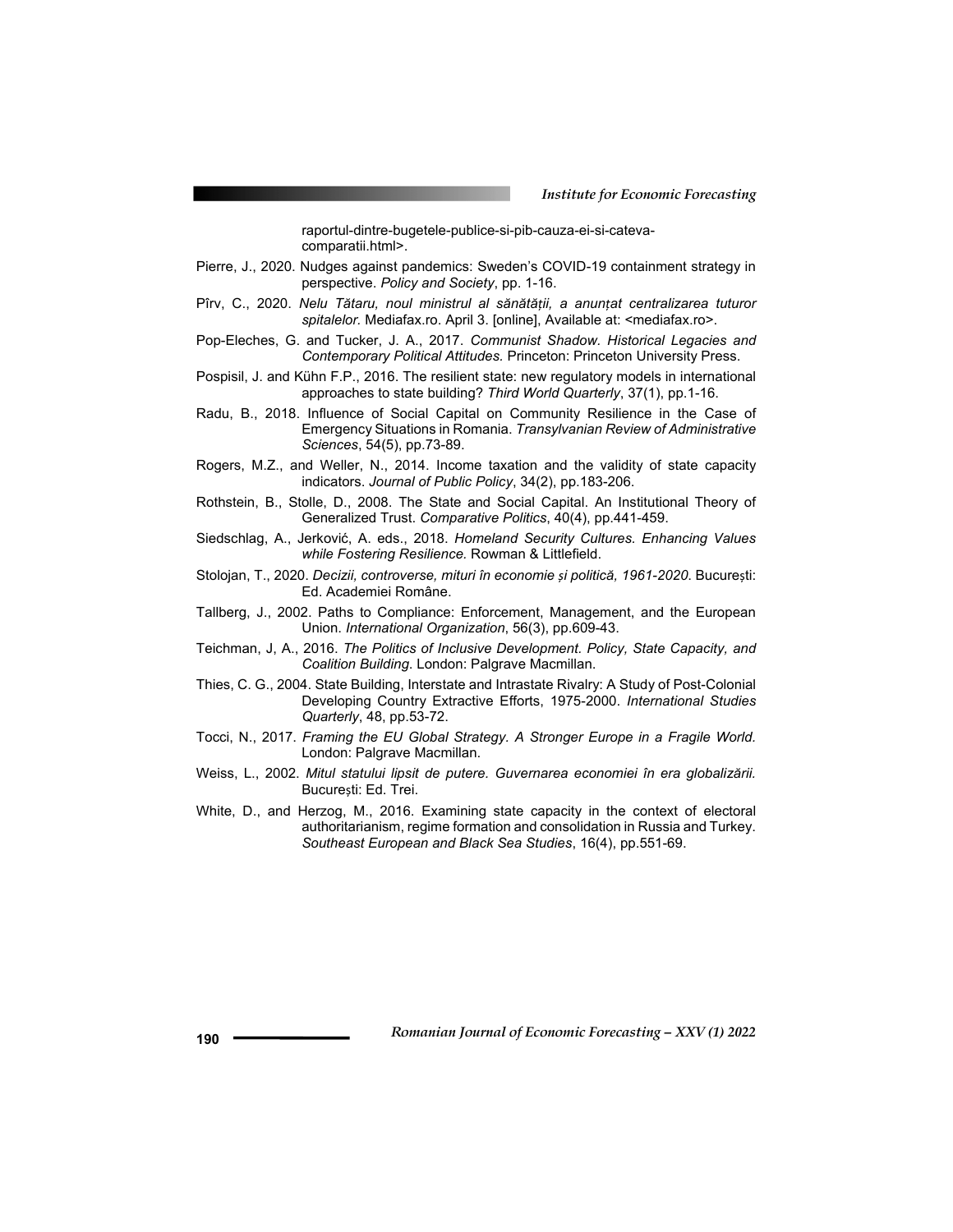raportul-dintre-bugetele-publice-si-pib-cauza-ei-si-cateva-comparatii.html>.

Pierre, J., 2020. Nudges against pandemics: Sweden's COVID-19 containment strategy in perspective. *Policy and Society*, pp. 1-16.

Pîrv, C., 2020. *Nelu Tătaru, noul ministrul al sănătății, a anunțat centralizarea tuturor spitalelor.* Mediafax.ro. April 3. [online], Available at: <mediafax.ro>.

Pop-Eleches, G. and Tucker, J. A., 2017. *Communist Shadow. Historical Legacies and Contemporary Political Attitudes.* Princeton: Princeton University Press.

Pospisil, J. and Kühn F.P., 2016. The resilient state: new regulatory models in international approaches to state building? *Third World Quarterly*, 37(1), pp.1-16.

Radu, B., 2018. Influence of Social Capital on Community Resilience in the Case of Emergency Situations in Romania. *Transylvanian Review of Administrative Sciences*, 54(5), pp.73-89.

Rogers, M.Z., and Weller, N., 2014. Income taxation and the validity of state capacity indicators. *Journal of Public Policy*, 34(2), pp.183-206.

Rothstein, B., Stolle, D., 2008. The State and Social Capital. An Institutional Theory of Generalized Trust. *Comparative Politics*, 40(4), pp.441-459.

Siedschlag, A., Jerković, A. eds., 2018. *Homeland Security Cultures. Enhancing Values while Fostering Resilience.* Rowman & Littlefield.

Stolojan, T., 2020. *Decizii, controverse, mituri în economie și politică, 1961-2020*. București: Ed. Academiei Române.

Tallberg, J., 2002. Paths to Compliance: Enforcement, Management, and the European Union. *International Organization*, 56(3), pp.609-43.

Teichman, J, A., 2016. *The Politics of Inclusive Development. Policy, State Capacity, and Coalition Building*. London: Palgrave Macmillan.

Thies, C. G., 2004. State Building, Interstate and Intrastate Rivalry: A Study of Post-Colonial Developing Country Extractive Efforts, 1975-2000. *International Studies Quarterly*, 48, pp.53-72.

Tocci, N., 2017. *Framing the EU Global Strategy. A Stronger Europe in a Fragile World.* London: Palgrave Macmillan.

Weiss, L., 2002. *Mitul statului lipsit de putere. Guvernarea economiei în era globalizării.* București: Ed. Trei.

White, D., and Herzog, M., 2016. Examining state capacity in the context of electoral authoritarianism, regime formation and consolidation in Russia and Turkey. *Southeast European and Black Sea Studies*, 16(4), pp.551-69.